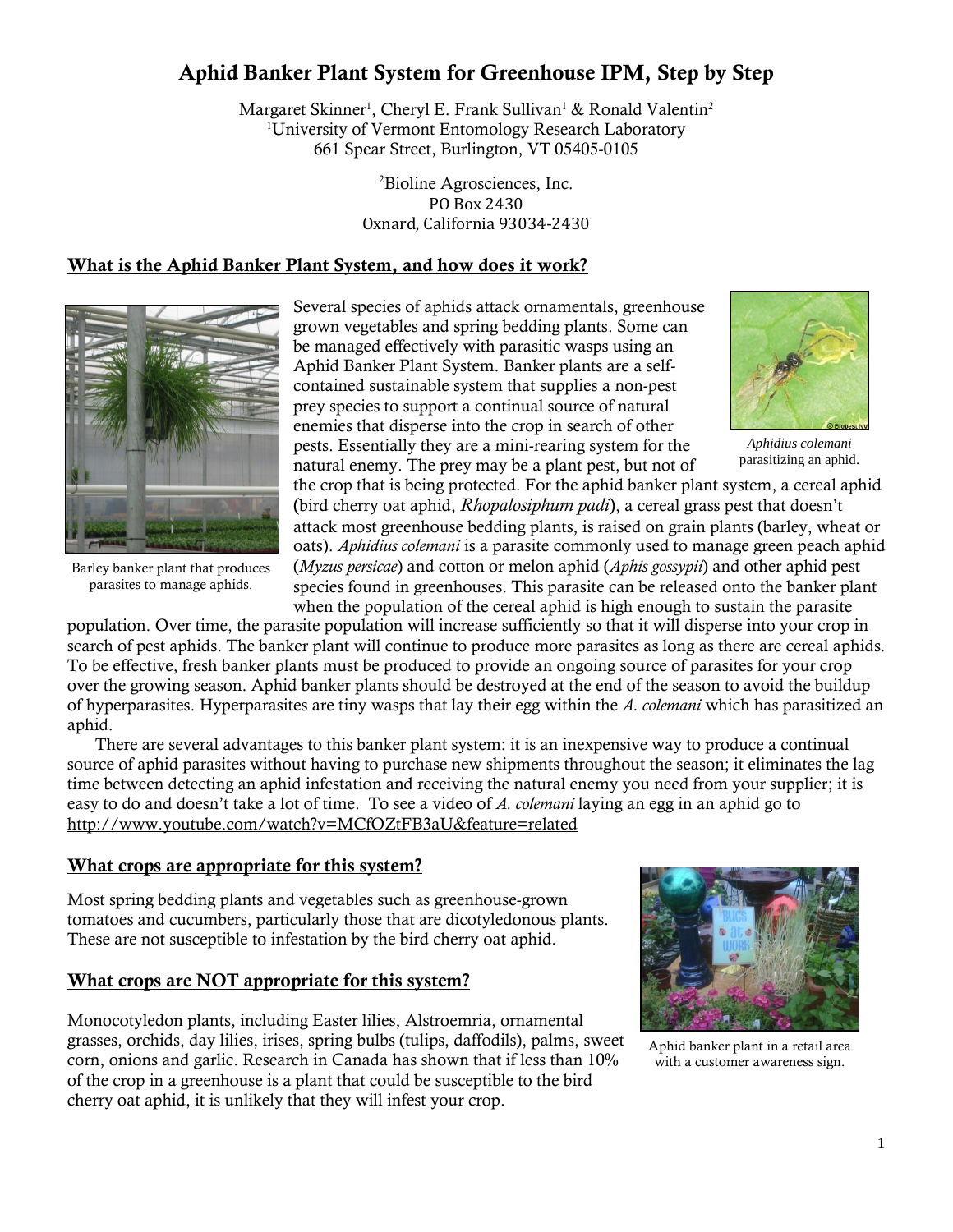# Aphid Banker Plant System for Greenhouse IPM, Step by Step

Margaret Skinner[1], Cheryl E. Frank Sullivan[1] & Ronald Valentin[2]
[1]University of Vermont Entomology Research Laboratory
661 Spear Street, Burlington, VT 05405-0105

[2]Bioline Agrosciences, Inc.
PO Box 2430
Oxnard, California 93034-2430

## What is the Aphid Banker Plant System, and how does it work?

Barley banker plant that produces parasites to manage aphids.

*Aphidius colemani* parasitizing an aphid.

Several species of aphids attack ornamentals, greenhouse grown vegetables and spring bedding plants. Some can be managed effectively with parasitic wasps using an Aphid Banker Plant System. Banker plants are a self-contained sustainable system that supplies a non-pest prey species to support a continual source of natural enemies that disperse into the crop in search of other pests. Essentially they are a mini-rearing system for the natural enemy. The prey may be a plant pest, but not of the crop that is being protected. For the aphid banker plant system, a cereal aphid (bird cherry oat aphid, *Rhopalosiphum padi*), a cereal grass pest that doesn't attack most greenhouse bedding plants, is raised on grain plants (barley, wheat or oats). *Aphidius colemani* is a parasite commonly used to manage green peach aphid (*Myzus persicae*) and cotton or melon aphid (*Aphis gossypii*) and other aphid pest species found in greenhouses. This parasite can be released onto the banker plant when the population of the cereal aphid is high enough to sustain the parasite population. Over time, the parasite population will increase sufficiently so that it will disperse into your crop in search of pest aphids. The banker plant will continue to produce more parasites as long as there are cereal aphids. To be effective, fresh banker plants must be produced to provide an ongoing source of parasites for your crop over the growing season. Aphid banker plants should be destroyed at the end of the season to avoid the buildup of hyperparasites. Hyperparasites are tiny wasps that lay their egg within the *A. colemani* which has parasitized an aphid.

There are several advantages to this banker plant system: it is an inexpensive way to produce a continual source of aphid parasites without having to purchase new shipments throughout the season; it eliminates the lag time between detecting an aphid infestation and receiving the natural enemy you need from your supplier; it is easy to do and doesn't take a lot of time. To see a video of *A. colemani* laying an egg in an aphid go to http://www.youtube.com/watch?v=MCfOZtFB3aU&feature=related

## What crops are appropriate for this system?

Most spring bedding plants and vegetables such as greenhouse-grown tomatoes and cucumbers, particularly those that are dicotyledonous plants. These are not susceptible to infestation by the bird cherry oat aphid.

Aphid banker plant in a retail area with a customer awareness sign.

## What crops are NOT appropriate for this system?

Monocotyledon plants, including Easter lilies, Alstroemria, ornamental grasses, orchids, day lilies, irises, spring bulbs (tulips, daffodils), palms, sweet corn, onions and garlic. Research in Canada has shown that if less than 10% of the crop in a greenhouse is a plant that could be susceptible to the bird cherry oat aphid, it is unlikely that they will infest your crop.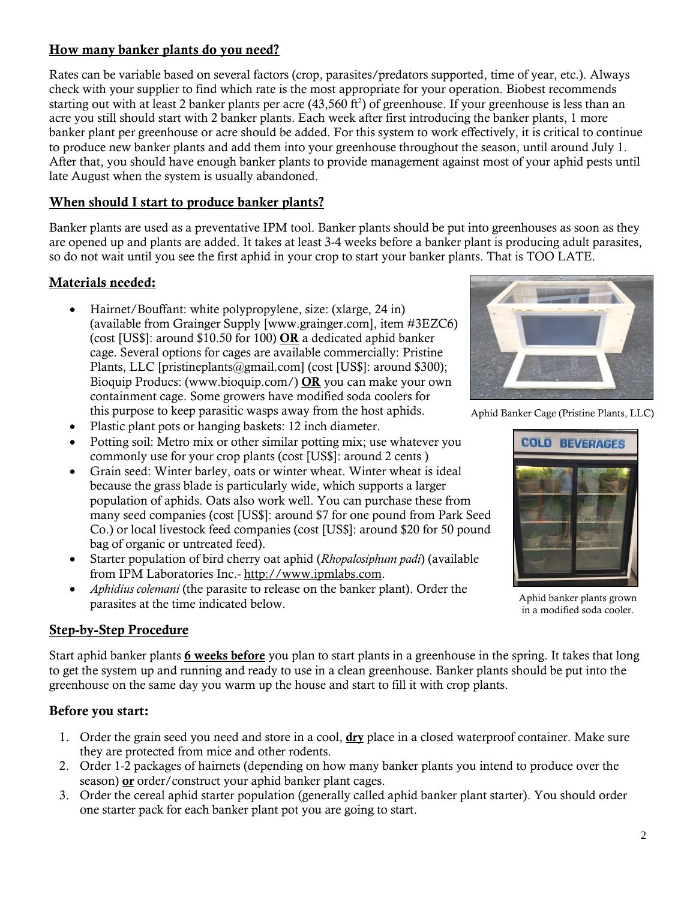## How many banker plants do you need?

Rates can be variable based on several factors (crop, parasites/predators supported, time of year, etc.). Always check with your supplier to find which rate is the most appropriate for your operation. Biobest recommends starting out with at least 2 banker plants per acre (43,560 ft$^2$) of greenhouse. If your greenhouse is less than an acre you still should start with 2 banker plants. Each week after first introducing the banker plants, 1 more banker plant per greenhouse or acre should be added. For this system to work effectively, it is critical to continue to produce new banker plants and add them into your greenhouse throughout the season, until around July 1. After that, you should have enough banker plants to provide management against most of your aphid pests until late August when the system is usually abandoned.

## When should I start to produce banker plants?

Banker plants are used as a preventative IPM tool. Banker plants should be put into greenhouses as soon as they are opened up and plants are added. It takes at least 3-4 weeks before a banker plant is producing adult parasites, so do not wait until you see the first aphid in your crop to start your banker plants. That is TOO LATE.

## Materials needed:

- Hairnet/Bouffant: white polypropylene, size: (xlarge, 24 in) (available from Grainger Supply [www.grainger.com], item #3EZC6) (cost [US$]: around $10.50 for 100) **OR** a dedicated aphid banker cage. Several options for cages are available commercially: Pristine Plants, LLC [pristineplants@gmail.com] (cost [US$]: around $300); Bioquip Producs: (www.bioquip.com/) **OR** you can make your own containment cage. Some growers have modified soda coolers for this purpose to keep parasitic wasps away from the host aphids.
- Plastic plant pots or hanging baskets: 12 inch diameter.
- Potting soil: Metro mix or other similar potting mix; use whatever you commonly use for your crop plants (cost [US$]: around 2 cents )
- Grain seed: Winter barley, oats or winter wheat. Winter wheat is ideal because the grass blade is particularly wide, which supports a larger population of aphids. Oats also work well. You can purchase these from many seed companies (cost [US$]: around $7 for one pound from Park Seed Co.) or local livestock feed companies (cost [US$]: around $20 for 50 pound bag of organic or untreated feed).
- Starter population of bird cherry oat aphid (*Rhopalosiphum padi*) (available from IPM Laboratories Inc.- http://www.ipmlabs.com.
- *Aphidius colemani* (the parasite to release on the banker plant). Order the parasites at the time indicated below.

Aphid Banker Cage (Pristine Plants, LLC)

Aphid banker plants grown in a modified soda cooler.

## Step-by-Step Procedure

Start aphid banker plants **6 weeks before** you plan to start plants in a greenhouse in the spring. It takes that long to get the system up and running and ready to use in a clean greenhouse. Banker plants should be put into the greenhouse on the same day you warm up the house and start to fill it with crop plants.

### Before you start:

1. Order the grain seed you need and store in a cool, **dry** place in a closed waterproof container. Make sure they are protected from mice and other rodents.
2. Order 1-2 packages of hairnets (depending on how many banker plants you intend to produce over the season) **or** order/construct your aphid banker plant cages.
3. Order the cereal aphid starter population (generally called aphid banker plant starter). You should order one starter pack for each banker plant pot you are going to start.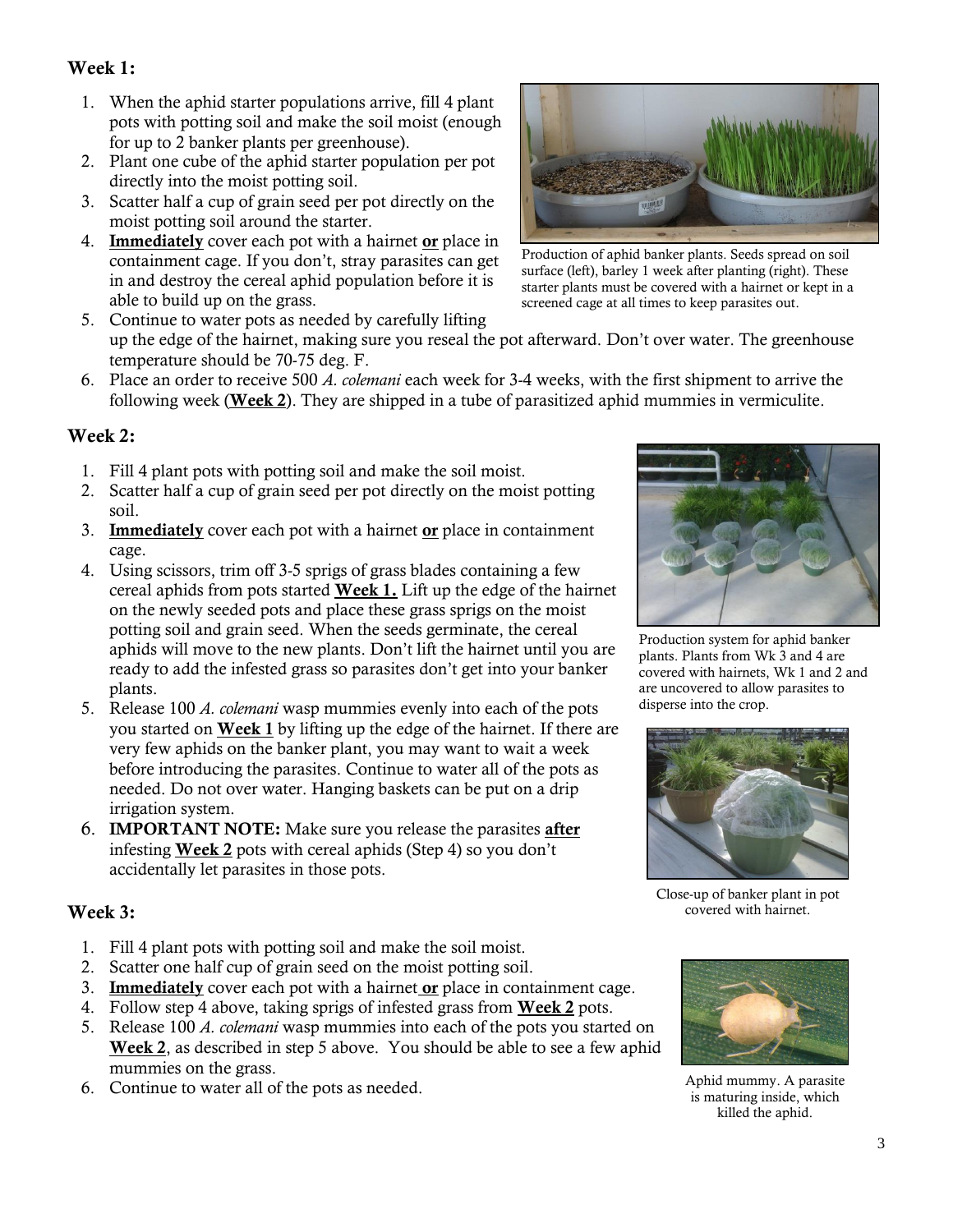## Week 1:

1. When the aphid starter populations arrive, fill 4 plant pots with potting soil and make the soil moist (enough for up to 2 banker plants per greenhouse).
2. Plant one cube of the aphid starter population per pot directly into the moist potting soil.
3. Scatter half a cup of grain seed per pot directly on the moist potting soil around the starter.
4. **Immediately** cover each pot with a hairnet **or** place in containment cage. If you don't, stray parasites can get in and destroy the cereal aphid population before it is able to build up on the grass.
5. Continue to water pots as needed by carefully lifting up the edge of the hairnet, making sure you reseal the pot afterward. Don't over water. The greenhouse temperature should be 70-75 deg. F.
6. Place an order to receive 500 *A. colemani* each week for 3-4 weeks, with the first shipment to arrive the following week (**Week 2**). They are shipped in a tube of parasitized aphid mummies in vermiculite.

Production of aphid banker plants. Seeds spread on soil surface (left), barley 1 week after planting (right). These starter plants must be covered with a hairnet or kept in a screened cage at all times to keep parasites out.

## Week 2:

1. Fill 4 plant pots with potting soil and make the soil moist.
2. Scatter half a cup of grain seed per pot directly on the moist potting soil.
3. **Immediately** cover each pot with a hairnet **or** place in containment cage.
4. Using scissors, trim off 3-5 sprigs of grass blades containing a few cereal aphids from pots started **Week 1.** Lift up the edge of the hairnet on the newly seeded pots and place these grass sprigs on the moist potting soil and grain seed. When the seeds germinate, the cereal aphids will move to the new plants. Don't lift the hairnet until you are ready to add the infested grass so parasites don't get into your banker plants.
5. Release 100 *A. colemani* wasp mummies evenly into each of the pots you started on **Week 1** by lifting up the edge of the hairnet. If there are very few aphids on the banker plant, you may want to wait a week before introducing the parasites. Continue to water all of the pots as needed. Do not over water. Hanging baskets can be put on a drip irrigation system.
6. **IMPORTANT NOTE:** Make sure you release the parasites **after** infesting **Week 2** pots with cereal aphids (Step 4) so you don't accidentally let parasites in those pots.

Production system for aphid banker plants. Plants from Wk 3 and 4 are covered with hairnets, Wk 1 and 2 and are uncovered to allow parasites to disperse into the crop.

Close-up of banker plant in pot covered with hairnet.

## Week 3:

1. Fill 4 plant pots with potting soil and make the soil moist.
2. Scatter one half cup of grain seed on the moist potting soil.
3. **Immediately** cover each pot with a hairnet **or** place in containment cage.
4. Follow step 4 above, taking sprigs of infested grass from **Week 2** pots.
5. Release 100 *A. colemani* wasp mummies into each of the pots you started on **Week 2**, as described in step 5 above. You should be able to see a few aphid mummies on the grass.
6. Continue to water all of the pots as needed.

Aphid mummy. A parasite is maturing inside, which killed the aphid.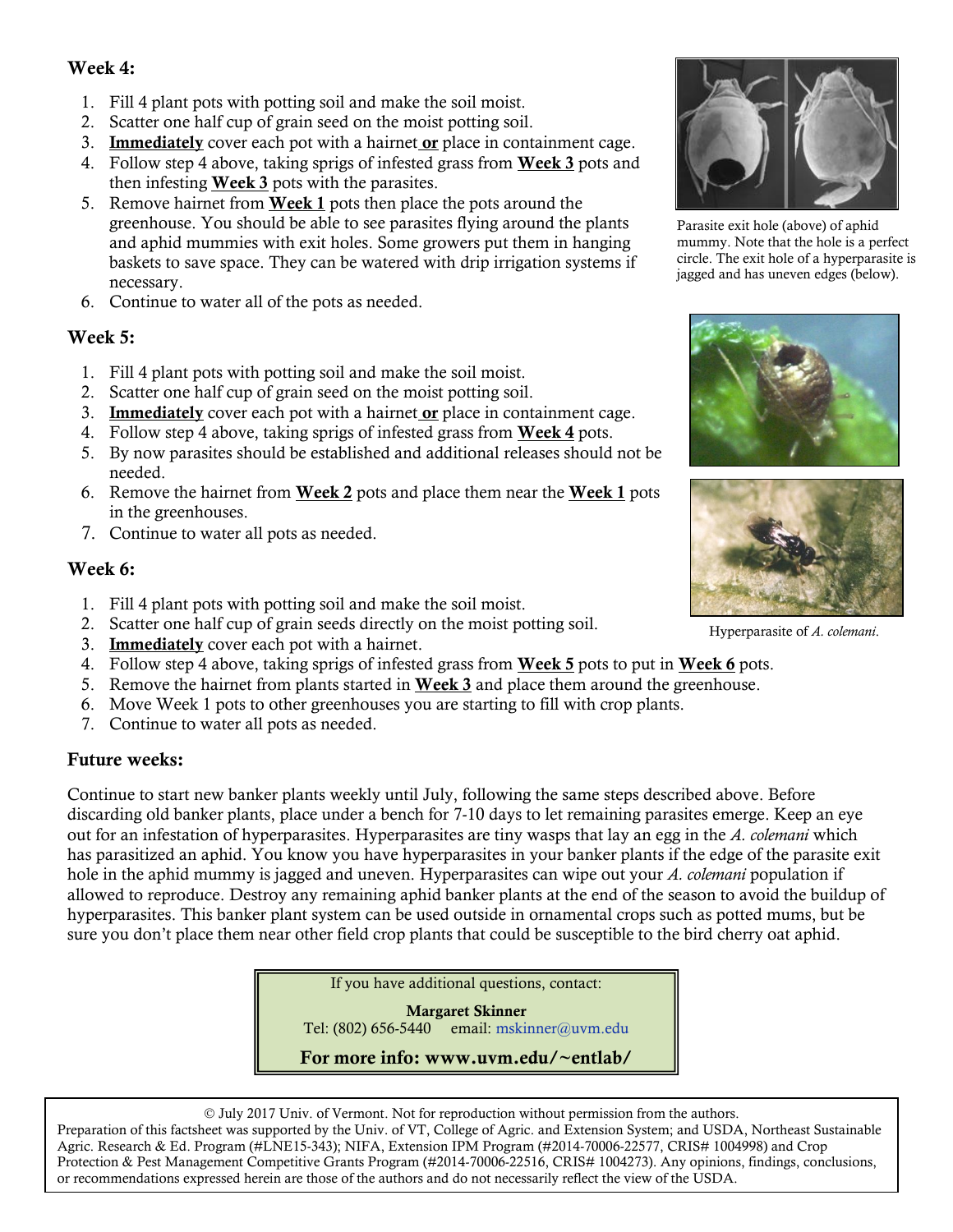### Week 4:

1. Fill 4 plant pots with potting soil and make the soil moist.
2. Scatter one half cup of grain seed on the moist potting soil.
3. **Immediately** cover each pot with a hairnet **or** place in containment cage.
4. Follow step 4 above, taking sprigs of infested grass from **Week 3** pots and then infesting **Week 3** pots with the parasites.
5. Remove hairnet from **Week 1** pots then place the pots around the greenhouse. You should be able to see parasites flying around the plants and aphid mummies with exit holes. Some growers put them in hanging baskets to save space. They can be watered with drip irrigation systems if necessary.
6. Continue to water all of the pots as needed.

Parasite exit hole (above) of aphid mummy. Note that the hole is a perfect circle. The exit hole of a hyperparasite is jagged and has uneven edges (below).

### Week 5:

1. Fill 4 plant pots with potting soil and make the soil moist.
2. Scatter one half cup of grain seed on the moist potting soil.
3. **Immediately** cover each pot with a hairnet **or** place in containment cage.
4. Follow step 4 above, taking sprigs of infested grass from **Week 4** pots.
5. By now parasites should be established and additional releases should not be needed.
6. Remove the hairnet from **Week 2** pots and place them near the **Week 1** pots in the greenhouses.
7. Continue to water all pots as needed.

Hyperparasite of *A. colemani*.

### Week 6:

1. Fill 4 plant pots with potting soil and make the soil moist.
2. Scatter one half cup of grain seeds directly on the moist potting soil.
3. **Immediately** cover each pot with a hairnet.
4. Follow step 4 above, taking sprigs of infested grass from **Week 5** pots to put in **Week 6** pots.
5. Remove the hairnet from plants started in **Week 3** and place them around the greenhouse.
6. Move Week 1 pots to other greenhouses you are starting to fill with crop plants.
7. Continue to water all pots as needed.

### Future weeks:

Continue to start new banker plants weekly until July, following the same steps described above. Before discarding old banker plants, place under a bench for 7-10 days to let remaining parasites emerge. Keep an eye out for an infestation of hyperparasites. Hyperparasites are tiny wasps that lay an egg in the *A. colemani* which has parasitized an aphid. You know you have hyperparasites in your banker plants if the edge of the parasite exit hole in the aphid mummy is jagged and uneven. Hyperparasites can wipe out your *A. colemani* population if allowed to reproduce. Destroy any remaining aphid banker plants at the end of the season to avoid the buildup of hyperparasites. This banker plant system can be used outside in ornamental crops such as potted mums, but be sure you don't place them near other field crop plants that could be susceptible to the bird cherry oat aphid.

If you have additional questions, contact:

**Margaret Skinner**
Tel: (802) 656-5440 email: mskinner@uvm.edu

**For more info: www.uvm.edu/~entlab/**

© July 2017 Univ. of Vermont. Not for reproduction without permission from the authors.
Preparation of this factsheet was supported by the Univ. of VT, College of Agric. and Extension System; and USDA, Northeast Sustainable Agric. Research & Ed. Program (#LNE15-343); NIFA, Extension IPM Program (#2014-70006-22577, CRIS# 1004998) and Crop Protection & Pest Management Competitive Grants Program (#2014-70006-22516, CRIS# 1004273). Any opinions, findings, conclusions, or recommendations expressed herein are those of the authors and do not necessarily reflect the view of the USDA.